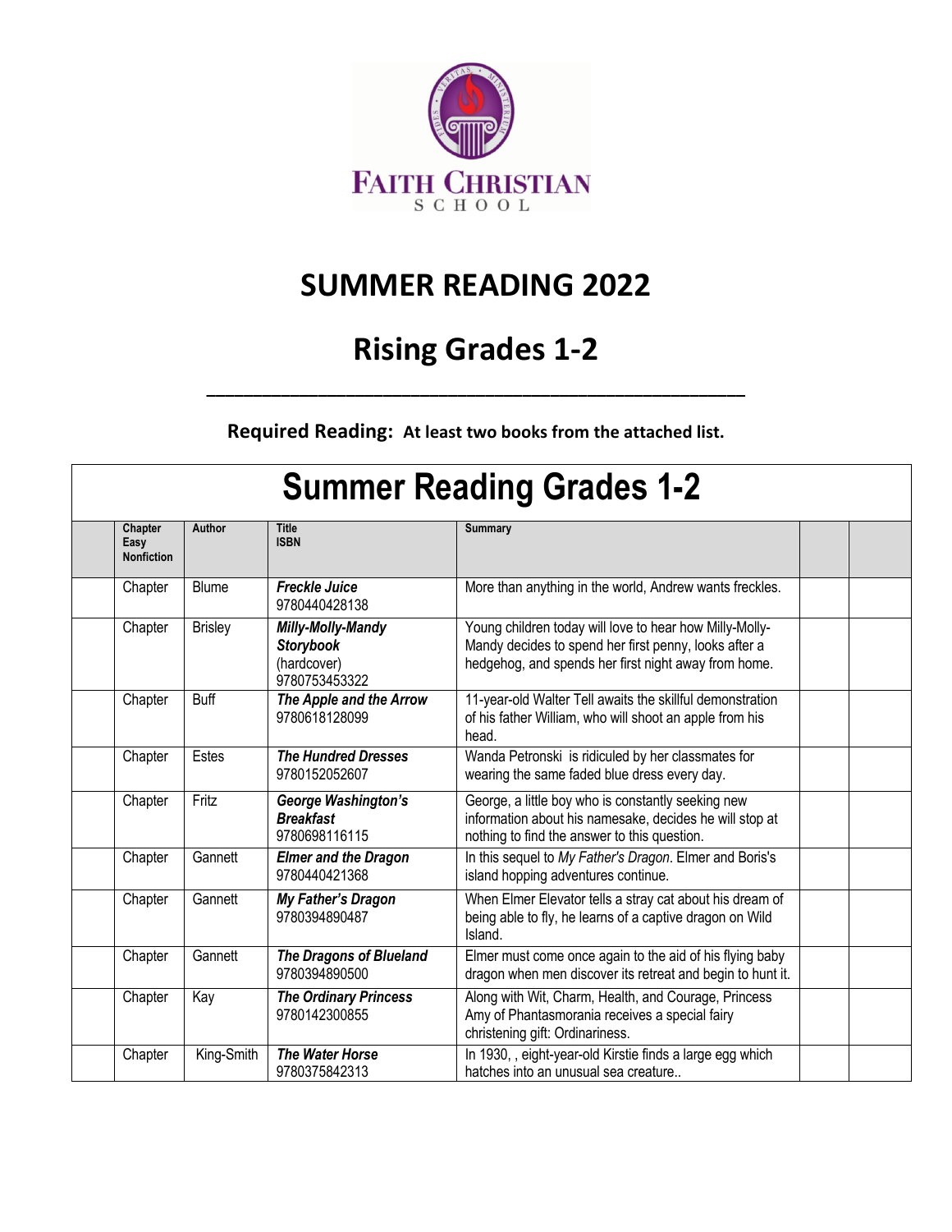FAITH CHRISTIAN SCHOOL

# SUMMER READING 2022

## Rising Grades 1-2

---

**Required Reading: At least two books from the attached list.**

## Summer Reading Grades 1-2

| | Chapter Easy Nonfiction | Author | Title ISBN | Summary | | |
|---|---|---|---|---|---|---|
| | Chapter | Blume | ***Freckle Juice*** 9780440428138 | More than anything in the world, Andrew wants freckles. | | |
| | Chapter | Brisley | ***Milly-Molly-Mandy Storybook*** (hardcover) 9780753453322 | Young children today will love to hear how Milly-Molly-Mandy decides to spend her first penny, looks after a hedgehog, and spends her first night away from home. | | |
| | Chapter | Buff | ***The Apple and the Arrow*** 9780618128099 | 11-year-old Walter Tell awaits the skillful demonstration of his father William, who will shoot an apple from his head. | | |
| | Chapter | Estes | ***The Hundred Dresses*** 9780152052607 | Wanda Petronski is ridiculed by her classmates for wearing the same faded blue dress every day. | | |
| | Chapter | Fritz | ***George Washington's Breakfast*** 9780698116115 | George, a little boy who is constantly seeking new information about his namesake, decides he will stop at nothing to find the answer to this question. | | |
| | Chapter | Gannett | ***Elmer and the Dragon*** 9780440421368 | In this sequel to *My Father's Dragon*. Elmer and Boris's island hopping adventures continue. | | |
| | Chapter | Gannett | ***My Father's Dragon*** 9780394890487 | When Elmer Elevator tells a stray cat about his dream of being able to fly, he learns of a captive dragon on Wild Island. | | |
| | Chapter | Gannett | ***The Dragons of Blueland*** 9780394890500 | Elmer must come once again to the aid of his flying baby dragon when men discover its retreat and begin to hunt it. | | |
| | Chapter | Kay | ***The Ordinary Princess*** 9780142300855 | Along with Wit, Charm, Health, and Courage, Princess Amy of Phantasmorania receives a special fairy christening gift: Ordinariness. | | |
| | Chapter | King-Smith | ***The Water Horse*** 9780375842313 | In 1930, , eight-year-old Kirstie finds a large egg which hatches into an unusual sea creature.. | | |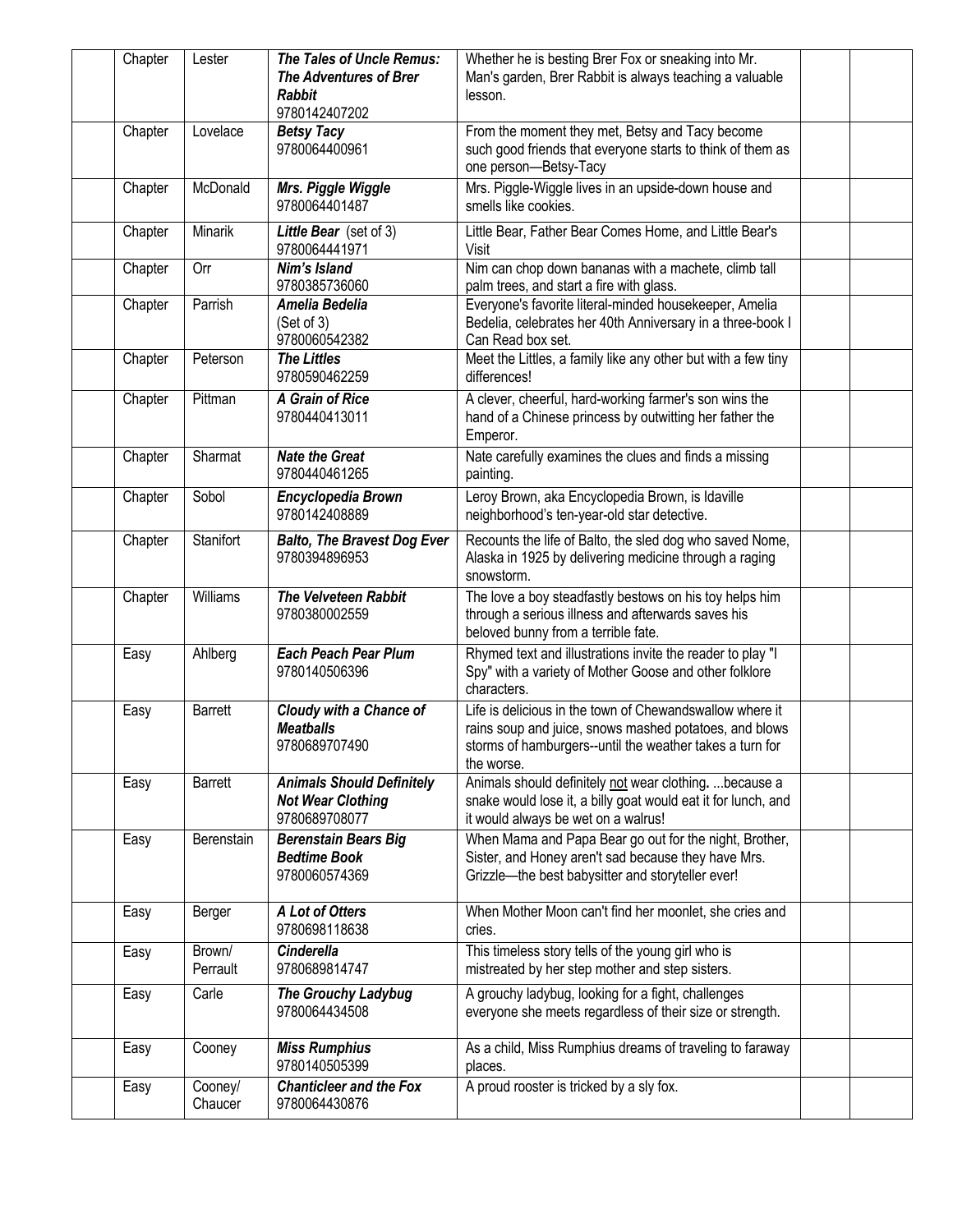| | Chapter | Lester | ***The Tales of Uncle Remus: The Adventures of Brer Rabbit*** 9780142407202 | Whether he is besting Brer Fox or sneaking into Mr. Man's garden, Brer Rabbit is always teaching a valuable lesson. | | |
|---|---|---|---|---|---|---|
| | Chapter | Lovelace | ***Betsy Tacy*** 9780064400961 | From the moment they met, Betsy and Tacy become such good friends that everyone starts to think of them as one person—Betsy-Tacy | | |
| | Chapter | McDonald | ***Mrs. Piggle Wiggle*** 9780064401487 | Mrs. Piggle-Wiggle lives in an upside-down house and smells like cookies. | | |
| | Chapter | Minarik | ***Little Bear*** (set of 3) 9780064441971 | Little Bear, Father Bear Comes Home, and Little Bear's Visit | | |
| | Chapter | Orr | ***Nim's Island*** 9780385736060 | Nim can chop down bananas with a machete, climb tall palm trees, and start a fire with glass. | | |
| | Chapter | Parrish | ***Amelia Bedelia*** (Set of 3) 9780060542382 | Everyone's favorite literal-minded housekeeper, Amelia Bedelia, celebrates her 40th Anniversary in a three-book I Can Read box set. | | |
| | Chapter | Peterson | ***The Littles*** 9780590462259 | Meet the Littles, a family like any other but with a few tiny differences! | | |
| | Chapter | Pittman | ***A Grain of Rice*** 9780440413011 | A clever, cheerful, hard-working farmer's son wins the hand of a Chinese princess by outwitting her father the Emperor. | | |
| | Chapter | Sharmat | ***Nate the Great*** 9780440461265 | Nate carefully examines the clues and finds a missing painting. | | |
| | Chapter | Sobol | ***Encyclopedia Brown*** 9780142408889 | Leroy Brown, aka Encyclopedia Brown, is Idaville neighborhood's ten-year-old star detective. | | |
| | Chapter | Stanifort | ***Balto, The Bravest Dog Ever*** 9780394896953 | Recounts the life of Balto, the sled dog who saved Nome, Alaska in 1925 by delivering medicine through a raging snowstorm. | | |
| | Chapter | Williams | ***The Velveteen Rabbit*** 9780380002559 | The love a boy steadfastly bestows on his toy helps him through a serious illness and afterwards saves his beloved bunny from a terrible fate. | | |
| | Easy | Ahlberg | ***Each Peach Pear Plum*** 9780140506396 | Rhymed text and illustrations invite the reader to play "I Spy" with a variety of Mother Goose and other folklore characters. | | |
| | Easy | Barrett | ***Cloudy with a Chance of Meatballs*** 9780689707490 | Life is delicious in the town of Chewandswallow where it rains soup and juice, snows mashed potatoes, and blows storms of hamburgers--until the weather takes a turn for the worse. | | |
| | Easy | Barrett | ***Animals Should Definitely Not Wear Clothing*** 9780689708077 | Animals should definitely not wear clothing**.** ...because a snake would lose it, a billy goat would eat it for lunch, and it would always be wet on a walrus! | | |
| | Easy | Berenstain | ***Berenstain Bears Big Bedtime Book*** 9780060574369 | When Mama and Papa Bear go out for the night, Brother, Sister, and Honey aren't sad because they have Mrs. Grizzle—the best babysitter and storyteller ever! | | |
| | Easy | Berger | ***A Lot of Otters*** 9780698118638 | When Mother Moon can't find her moonlet, she cries and cries. | | |
| | Easy | Brown/ Perrault | ***Cinderella*** 9780689814747 | This timeless story tells of the young girl who is mistreated by her step mother and step sisters. | | |
| | Easy | Carle | ***The Grouchy Ladybug*** 9780064434508 | A grouchy ladybug, looking for a fight, challenges everyone she meets regardless of their size or strength. | | |
| | Easy | Cooney | ***Miss Rumphius*** 9780140505399 | As a child, Miss Rumphius dreams of traveling to faraway places. | | |
| | Easy | Cooney/ Chaucer | ***Chanticleer and the Fox*** 9780064430876 | A proud rooster is tricked by a sly fox. | | |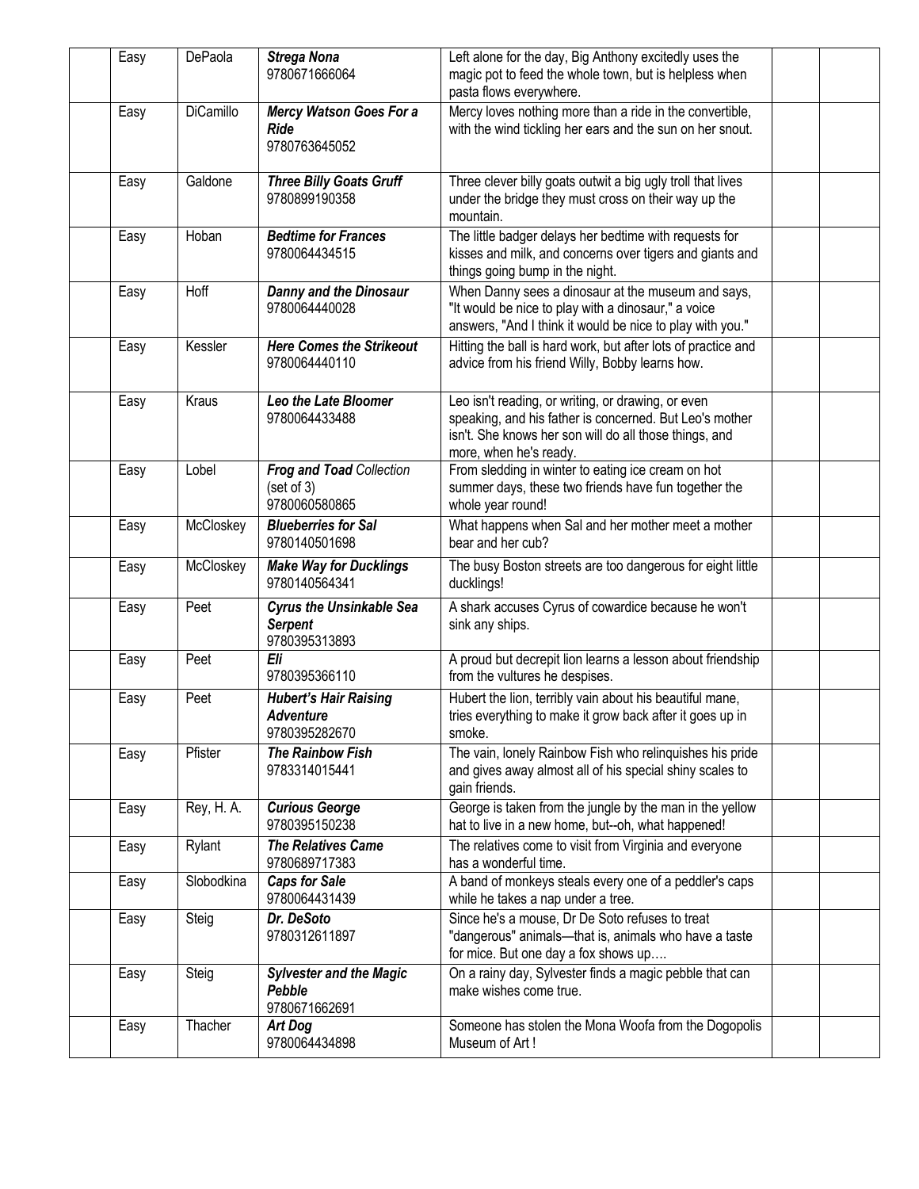| | | | | | |
|---|---|---|---|---|---|
| | Easy | DePaola | ***Strega Nona*** 9780671666064 | Left alone for the day, Big Anthony excitedly uses the magic pot to feed the whole town, but is helpless when pasta flows everywhere. | | |
| | Easy | DiCamillo | ***Mercy Watson Goes For a Ride*** 9780763645052 | Mercy loves nothing more than a ride in the convertible, with the wind tickling her ears and the sun on her snout. | | |
| | Easy | Galdone | ***Three Billy Goats Gruff*** 9780899190358 | Three clever billy goats outwit a big ugly troll that lives under the bridge they must cross on their way up the mountain. | | |
| | Easy | Hoban | ***Bedtime for Frances*** 9780064434515 | The little badger delays her bedtime with requests for kisses and milk, and concerns over tigers and giants and things going bump in the night. | | |
| | Easy | Hoff | ***Danny and the Dinosaur*** 9780064440028 | When Danny sees a dinosaur at the museum and says, "It would be nice to play with a dinosaur," a voice answers, "And I think it would be nice to play with you." | | |
| | Easy | Kessler | ***Here Comes the Strikeout*** 9780064440110 | Hitting the ball is hard work, but after lots of practice and advice from his friend Willy, Bobby learns how. | | |
| | Easy | Kraus | ***Leo the Late Bloomer*** 9780064433488 | Leo isn't reading, or writing, or drawing, or even speaking, and his father is concerned. But Leo's mother isn't. She knows her son will do all those things, and more, when he's ready. | | |
| | Easy | Lobel | ***Frog and Toad** Collection* (set of 3) 9780060580865 | From sledding in winter to eating ice cream on hot summer days, these two friends have fun together the whole year round! | | |
| | Easy | McCloskey | ***Blueberries for Sal*** 9780140501698 | What happens when Sal and her mother meet a mother bear and her cub? | | |
| | Easy | McCloskey | ***Make Way for Ducklings*** 9780140564341 | The busy Boston streets are too dangerous for eight little ducklings! | | |
| | Easy | Peet | ***Cyrus the Unsinkable Sea Serpent*** 9780395313893 | A shark accuses Cyrus of cowardice because he won't sink any ships. | | |
| | Easy | Peet | ***Eli*** 9780395366110 | A proud but decrepit lion learns a lesson about friendship from the vultures he despises. | | |
| | Easy | Peet | ***Hubert's Hair Raising Adventure*** 9780395282670 | Hubert the lion, terribly vain about his beautiful mane, tries everything to make it grow back after it goes up in smoke. | | |
| | Easy | Pfister | ***The Rainbow Fish*** 9783314015441 | The vain, lonely Rainbow Fish who relinquishes his pride and gives away almost all of his special shiny scales to gain friends. | | |
| | Easy | Rey, H. A. | ***Curious George*** 9780395150238 | George is taken from the jungle by the man in the yellow hat to live in a new home, but--oh, what happened! | | |
| | Easy | Rylant | ***The Relatives Came*** 9780689717383 | The relatives come to visit from Virginia and everyone has a wonderful time. | | |
| | Easy | Slobodkina | ***Caps for Sale*** 9780064431439 | A band of monkeys steals every one of a peddler's caps while he takes a nap under a tree. | | |
| | Easy | Steig | ***Dr. DeSoto*** 9780312611897 | Since he's a mouse, Dr De Soto refuses to treat "dangerous" animals—that is, animals who have a taste for mice. But one day a fox shows up…. | | |
| | Easy | Steig | ***Sylvester and the Magic Pebble*** 9780671662691 | On a rainy day, Sylvester finds a magic pebble that can make wishes come true. | | |
| | Easy | Thacher | ***Art Dog*** 9780064434898 | Someone has stolen the Mona Woofa from the Dogopolis Museum of Art ! | | |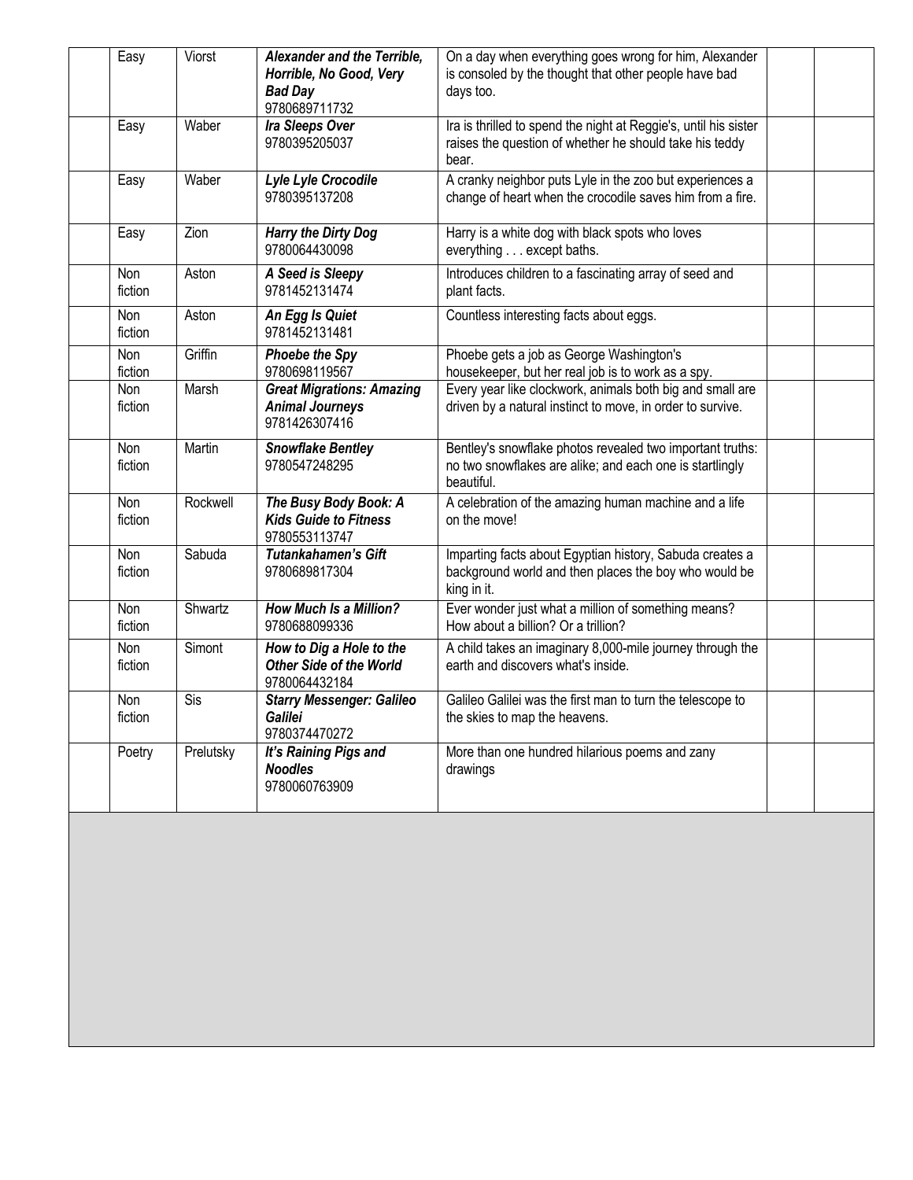| | | | | | | |
|---|---|---|---|---|---|---|
| | Easy | Viorst | ***Alexander and the Terrible, Horrible, No Good, Very Bad Day*** 9780689711732 | On a day when everything goes wrong for him, Alexander is consoled by the thought that other people have bad days too. | | |
| | Easy | Waber | ***Ira Sleeps Over*** 9780395205037 | Ira is thrilled to spend the night at Reggie's, until his sister raises the question of whether he should take his teddy bear. | | |
| | Easy | Waber | ***Lyle Lyle Crocodile*** 9780395137208 | A cranky neighbor puts Lyle in the zoo but experiences a change of heart when the crocodile saves him from a fire. | | |
| | Easy | Zion | ***Harry the Dirty Dog*** 9780064430098 | Harry is a white dog with black spots who loves everything . . . except baths. | | |
| | Non fiction | Aston | ***A Seed is Sleepy*** 9781452131474 | Introduces children to a fascinating array of seed and plant facts. | | |
| | Non fiction | Aston | ***An Egg Is Quiet*** 9781452131481 | Countless interesting facts about eggs. | | |
| | Non fiction | Griffin | ***Phoebe the Spy*** 9780698119567 | Phoebe gets a job as George Washington's housekeeper, but her real job is to work as a spy. | | |
| | Non fiction | Marsh | ***Great Migrations: Amazing Animal Journeys*** 9781426307416 | Every year like clockwork, animals both big and small are driven by a natural instinct to move, in order to survive. | | |
| | Non fiction | Martin | ***Snowflake Bentley*** 9780547248295 | Bentley's snowflake photos revealed two important truths: no two snowflakes are alike; and each one is startlingly beautiful. | | |
| | Non fiction | Rockwell | ***The Busy Body Book: A Kids Guide to Fitness*** 9780553113747 | A celebration of the amazing human machine and a life on the move! | | |
| | Non fiction | Sabuda | ***Tutankahamen's Gift*** 9780689817304 | Imparting facts about Egyptian history, Sabuda creates a background world and then places the boy who would be king in it. | | |
| | Non fiction | Shwartz | ***How Much Is a Million?*** 9780688099336 | Ever wonder just what a million of something means? How about a billion? Or a trillion? | | |
| | Non fiction | Simont | ***How to Dig a Hole to the Other Side of the World*** 9780064432184 | A child takes an imaginary 8,000-mile journey through the earth and discovers what's inside. | | |
| | Non fiction | Sis | ***Starry Messenger: Galileo Galilei*** 9780374470272 | Galileo Galilei was the first man to turn the telescope to the skies to map the heavens. | | |
| | Poetry | Prelutsky | ***It's Raining Pigs and Noodles*** 9780060763909 | More than one hundred hilarious poems and zany drawings | | |